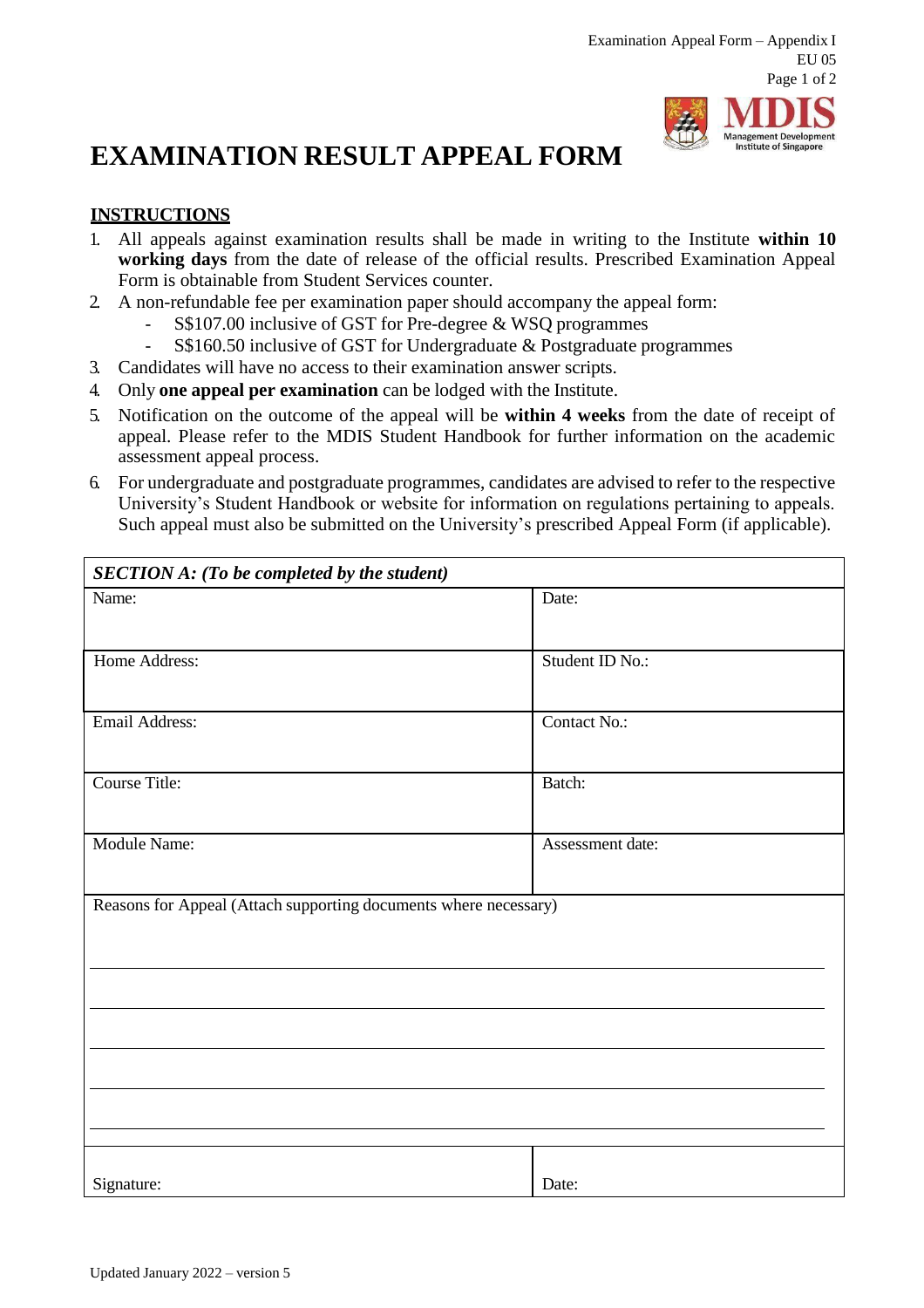# EXAMINATION RESULT APPEAL FORM

## INSTRUCTIONS

1. All appeals against examination results shall be made in writing to the Institute **within 10 working days** from the date of release of the official results. Prescribed Examination Appeal Form is obtainable from Student Services counter.
2. A non-refundable fee per examination paper should accompany the appeal form:
   - S$107.00 inclusive of GST for Pre-degree & WSQ programmes
   - S$160.50 inclusive of GST for Undergraduate & Postgraduate programmes
3. Candidates will have no access to their examination answer scripts.
4. Only **one appeal per examination** can be lodged with the Institute.
5. Notification on the outcome of the appeal will be **within 4 weeks** from the date of receipt of appeal. Please refer to the MDIS Student Handbook for further information on the academic assessment appeal process.
6. For undergraduate and postgraduate programmes, candidates are advised to refer to the respective University's Student Handbook or website for information on regulations pertaining to appeals. Such appeal must also be submitted on the University's prescribed Appeal Form (if applicable).

| ***SECTION A: (To be completed by the student)*** | |
|---|---|
| Name: | Date: |
| Home Address: | Student ID No.: |
| Email Address: | Contact No.: |
| Course Title: | Batch: |
| Module Name: | Assessment date: |
| Reasons for Appeal (Attach supporting documents where necessary) | |
| Signature: | Date: |

Updated January 2022 – version 5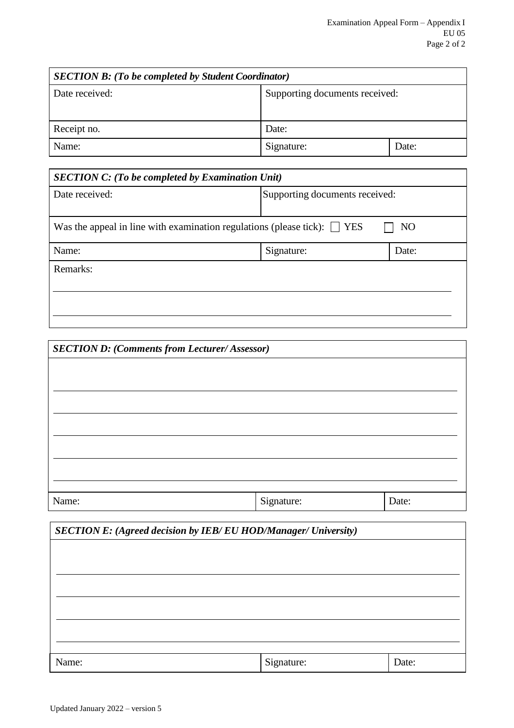| *SECTION B: (To be completed by Student Coordinator)* | | |
|---|---|---|
| Date received: | Supporting documents received: | |
| Receipt no. | Date: | |
| Name: | Signature: | Date: |

| *SECTION C: (To be completed by Examination Unit)* | | |
|---|---|---|
| Date received: | Supporting documents received: | |
| Was the appeal in line with examination regulations (please tick): ☐ YES ☐ NO | | |
| Name: | Signature: | Date: |
| Remarks: | | |

| *SECTION D: (Comments from Lecturer/ Assessor)* | | |
|---|---|---|
| | | |
| Name: | Signature: | Date: |

| *SECTION E: (Agreed decision by IEB/ EU HOD/Manager/ University)* | | |
|---|---|---|
| | | |
| Name: | Signature: | Date: |

Updated January 2022 – version 5